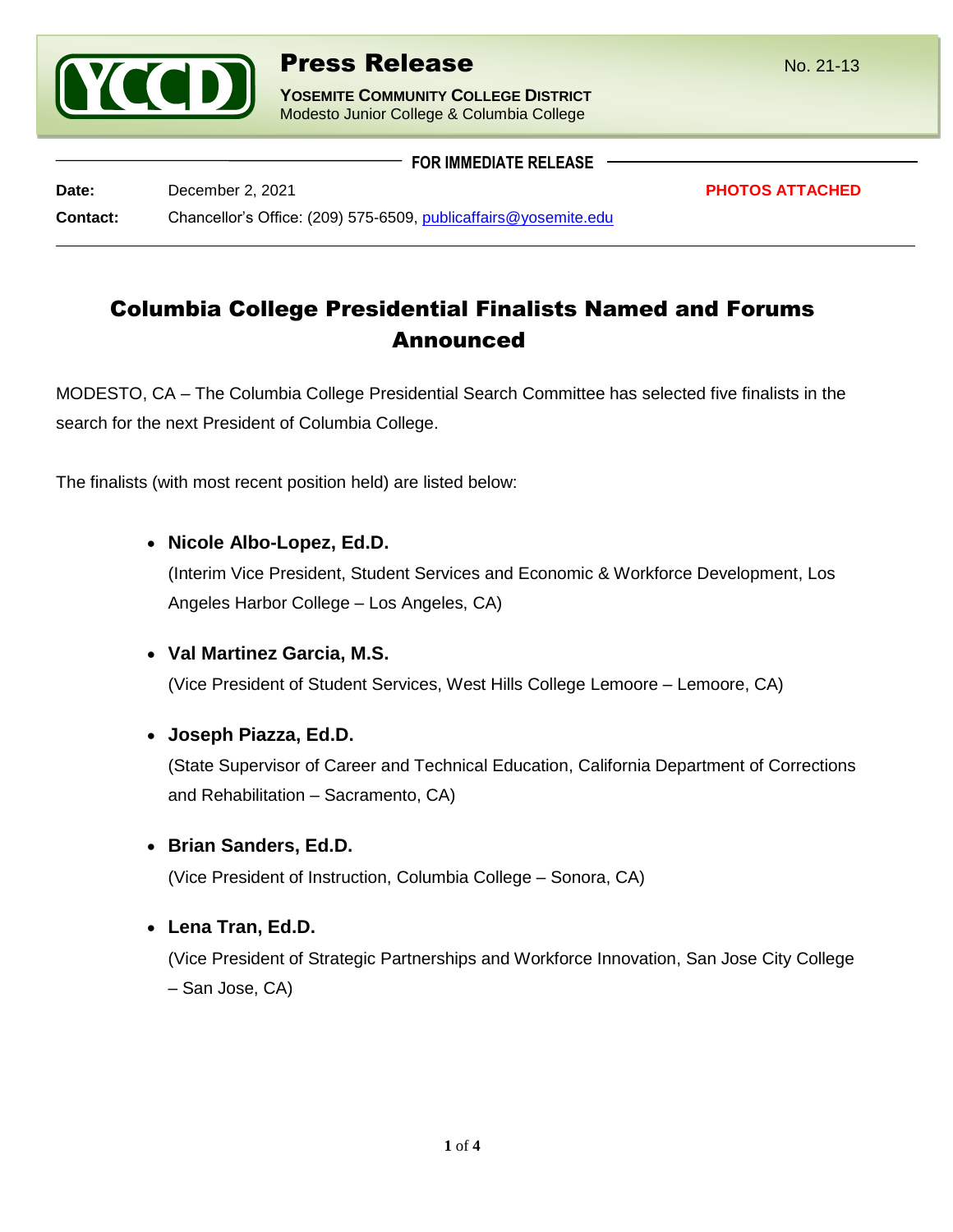# Press Release

No. 21-13

**YOSEMITE COMMUNITY COLLEGE DISTRICT**
Modesto Junior College & Columbia College

**FOR IMMEDIATE RELEASE**

**Date:** December 2, 2021 **PHOTOS ATTACHED**

**Contact:** Chancellor's Office: (209) 575-6509, publicaffairs@yosemite.edu

## Columbia College Presidential Finalists Named and Forums Announced

MODESTO, CA – The Columbia College Presidential Search Committee has selected five finalists in the search for the next President of Columbia College.

The finalists (with most recent position held) are listed below:

- **Nicole Albo-Lopez, Ed.D.**
  (Interim Vice President, Student Services and Economic & Workforce Development, Los Angeles Harbor College – Los Angeles, CA)

- **Val Martinez Garcia, M.S.**
  (Vice President of Student Services, West Hills College Lemoore – Lemoore, CA)

- **Joseph Piazza, Ed.D.**
  (State Supervisor of Career and Technical Education, California Department of Corrections and Rehabilitation – Sacramento, CA)

- **Brian Sanders, Ed.D.**
  (Vice President of Instruction, Columbia College – Sonora, CA)

- **Lena Tran, Ed.D.**
  (Vice President of Strategic Partnerships and Workforce Innovation, San Jose City College – San Jose, CA)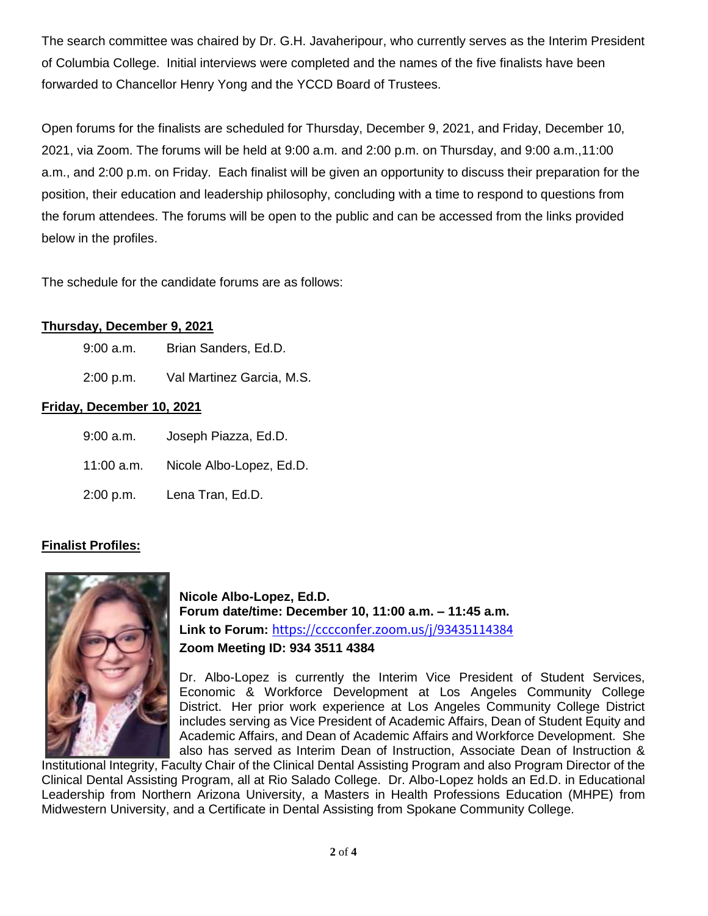The search committee was chaired by Dr. G.H. Javaheripour, who currently serves as the Interim President of Columbia College. Initial interviews were completed and the names of the five finalists have been forwarded to Chancellor Henry Yong and the YCCD Board of Trustees.

Open forums for the finalists are scheduled for Thursday, December 9, 2021, and Friday, December 10, 2021, via Zoom. The forums will be held at 9:00 a.m. and 2:00 p.m. on Thursday, and 9:00 a.m.,11:00 a.m., and 2:00 p.m. on Friday. Each finalist will be given an opportunity to discuss their preparation for the position, their education and leadership philosophy, concluding with a time to respond to questions from the forum attendees. The forums will be open to the public and can be accessed from the links provided below in the profiles.

The schedule for the candidate forums are as follows:

**Thursday, December 9, 2021**

| | |
|---|---|
| 9:00 a.m. | Brian Sanders, Ed.D. |
| 2:00 p.m. | Val Martinez Garcia, M.S. |

**Friday, December 10, 2021**

| | |
|---|---|
| 9:00 a.m. | Joseph Piazza, Ed.D. |
| 11:00 a.m. | Nicole Albo-Lopez, Ed.D. |
| 2:00 p.m. | Lena Tran, Ed.D. |

**Finalist Profiles:**

**Nicole Albo-Lopez, Ed.D.**
**Forum date/time: December 10, 11:00 a.m. – 11:45 a.m.**
**Link to Forum:** https://cccconfer.zoom.us/j/93435114384
**Zoom Meeting ID: 934 3511 4384**

Dr. Albo-Lopez is currently the Interim Vice President of Student Services, Economic & Workforce Development at Los Angeles Community College District. Her prior work experience at Los Angeles Community College District includes serving as Vice President of Academic Affairs, Dean of Student Equity and Academic Affairs, and Dean of Academic Affairs and Workforce Development. She also has served as Interim Dean of Instruction, Associate Dean of Instruction & Institutional Integrity, Faculty Chair of the Clinical Dental Assisting Program and also Program Director of the Clinical Dental Assisting Program, all at Rio Salado College. Dr. Albo-Lopez holds an Ed.D. in Educational Leadership from Northern Arizona University, a Masters in Health Professions Education (MHPE) from Midwestern University, and a Certificate in Dental Assisting from Spokane Community College.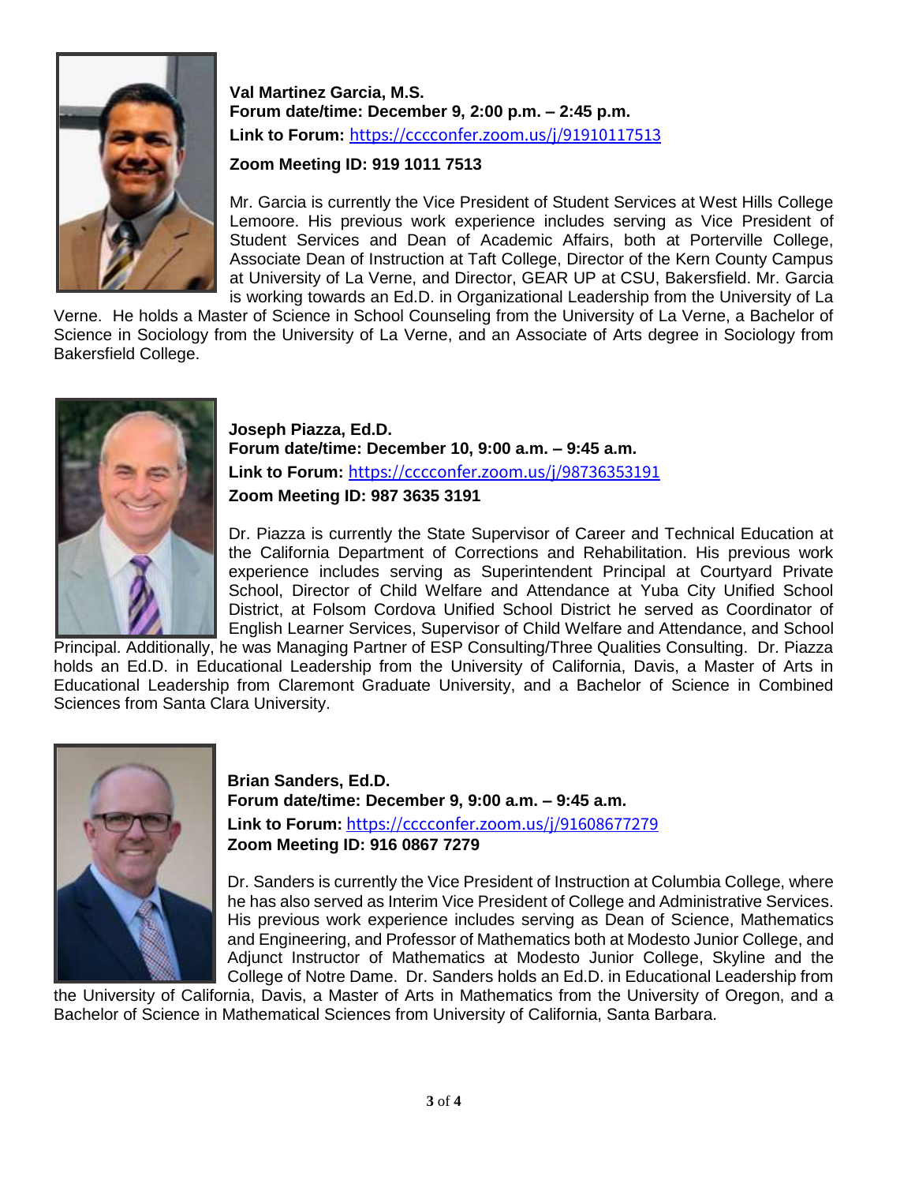**Val Martinez Garcia, M.S.**
**Forum date/time: December 9, 2:00 p.m. – 2:45 p.m.**
**Link to Forum:** https://cccconfer.zoom.us/j/91910117513
**Zoom Meeting ID: 919 1011 7513**

Mr. Garcia is currently the Vice President of Student Services at West Hills College Lemoore. His previous work experience includes serving as Vice President of Student Services and Dean of Academic Affairs, both at Porterville College, Associate Dean of Instruction at Taft College, Director of the Kern County Campus at University of La Verne, and Director, GEAR UP at CSU, Bakersfield. Mr. Garcia is working towards an Ed.D. in Organizational Leadership from the University of La Verne. He holds a Master of Science in School Counseling from the University of La Verne, a Bachelor of Science in Sociology from the University of La Verne, and an Associate of Arts degree in Sociology from Bakersfield College.

**Joseph Piazza, Ed.D.**
**Forum date/time: December 10, 9:00 a.m. – 9:45 a.m.**
**Link to Forum:** https://cccconfer.zoom.us/j/98736353191
**Zoom Meeting ID: 987 3635 3191**

Dr. Piazza is currently the State Supervisor of Career and Technical Education at the California Department of Corrections and Rehabilitation. His previous work experience includes serving as Superintendent Principal at Courtyard Private School, Director of Child Welfare and Attendance at Yuba City Unified School District, at Folsom Cordova Unified School District he served as Coordinator of English Learner Services, Supervisor of Child Welfare and Attendance, and School Principal. Additionally, he was Managing Partner of ESP Consulting/Three Qualities Consulting. Dr. Piazza holds an Ed.D. in Educational Leadership from the University of California, Davis, a Master of Arts in Educational Leadership from Claremont Graduate University, and a Bachelor of Science in Combined Sciences from Santa Clara University.

**Brian Sanders, Ed.D.**
**Forum date/time: December 9, 9:00 a.m. – 9:45 a.m.**
**Link to Forum:** https://cccconfer.zoom.us/j/91608677279
**Zoom Meeting ID: 916 0867 7279**

Dr. Sanders is currently the Vice President of Instruction at Columbia College, where he has also served as Interim Vice President of College and Administrative Services. His previous work experience includes serving as Dean of Science, Mathematics and Engineering, and Professor of Mathematics both at Modesto Junior College, and Adjunct Instructor of Mathematics at Modesto Junior College, Skyline and the College of Notre Dame. Dr. Sanders holds an Ed.D. in Educational Leadership from the University of California, Davis, a Master of Arts in Mathematics from the University of Oregon, and a Bachelor of Science in Mathematical Sciences from University of California, Santa Barbara.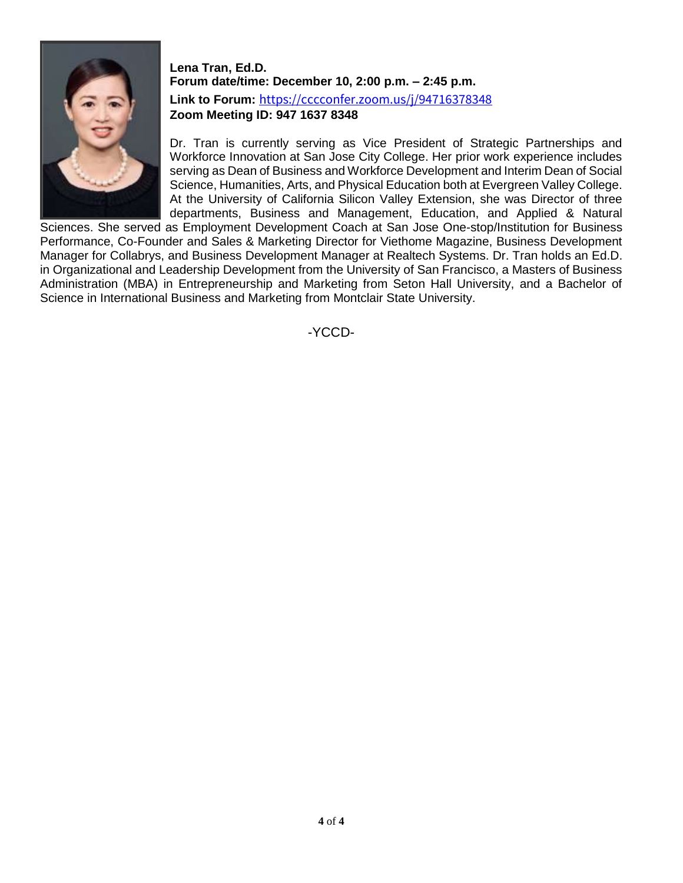**Lena Tran, Ed.D.**
**Forum date/time: December 10, 2:00 p.m. – 2:45 p.m.**
**Link to Forum:** https://cccconfer.zoom.us/j/94716378348
**Zoom Meeting ID: 947 1637 8348**

Dr. Tran is currently serving as Vice President of Strategic Partnerships and Workforce Innovation at San Jose City College. Her prior work experience includes serving as Dean of Business and Workforce Development and Interim Dean of Social Science, Humanities, Arts, and Physical Education both at Evergreen Valley College. At the University of California Silicon Valley Extension, she was Director of three departments, Business and Management, Education, and Applied & Natural Sciences. She served as Employment Development Coach at San Jose One-stop/Institution for Business Performance, Co-Founder and Sales & Marketing Director for Viethome Magazine, Business Development Manager for Collabrys, and Business Development Manager at Realtech Systems. Dr. Tran holds an Ed.D. in Organizational and Leadership Development from the University of San Francisco, a Masters of Business Administration (MBA) in Entrepreneurship and Marketing from Seton Hall University, and a Bachelor of Science in International Business and Marketing from Montclair State University.

-YCCD-